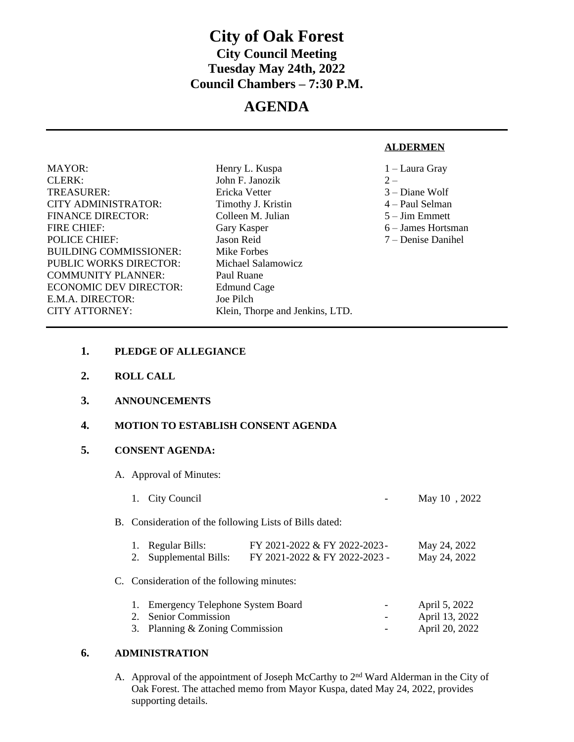# City of Oak Forest

## City Council Meeting

## Tuesday May 24th, 2022

## Council Chambers – 7:30 P.M.

# AGENDA

| | | |
|---|---|---|
| | | **ALDERMEN** |
| MAYOR: | Henry L. Kuspa | 1 – Laura Gray |
| CLERK: | John F. Janozik | 2 – |
| TREASURER: | Ericka Vetter | 3 – Diane Wolf |
| CITY ADMINISTRATOR: | Timothy J. Kristin | 4 – Paul Selman |
| FINANCE DIRECTOR: | Colleen M. Julian | 5 – Jim Emmett |
| FIRE CHIEF: | Gary Kasper | 6 – James Hortsman |
| POLICE CHIEF: | Jason Reid | 7 – Denise Danihel |
| BUILDING COMMISSIONER: | Mike Forbes | |
| PUBLIC WORKS DIRECTOR: | Michael Salamowicz | |
| COMMUNITY PLANNER: | Paul Ruane | |
| ECONOMIC DEV DIRECTOR: | Edmund Cage | |
| E.M.A. DIRECTOR: | Joe Pilch | |
| CITY ATTORNEY: | Klein, Thorpe and Jenkins, LTD. | |

**1. PLEDGE OF ALLEGIANCE**

**2. ROLL CALL**

**3. ANNOUNCEMENTS**

**4. MOTION TO ESTABLISH CONSENT AGENDA**

**5. CONSENT AGENDA:**

A. Approval of Minutes:

1. City Council - May 10 , 2022

B. Consideration of the following Lists of Bills dated:

1. Regular Bills: FY 2021-2022 & FY 2022-2023 - May 24, 2022
2. Supplemental Bills: FY 2021-2022 & FY 2022-2023 - May 24, 2022

C. Consideration of the following minutes:

1. Emergency Telephone System Board - April 5, 2022
2. Senior Commission - April 13, 2022
3. Planning & Zoning Commission - April 20, 2022

**6. ADMINISTRATION**

A. Approval of the appointment of Joseph McCarthy to 2nd Ward Alderman in the City of Oak Forest. The attached memo from Mayor Kuspa, dated May 24, 2022, provides supporting details.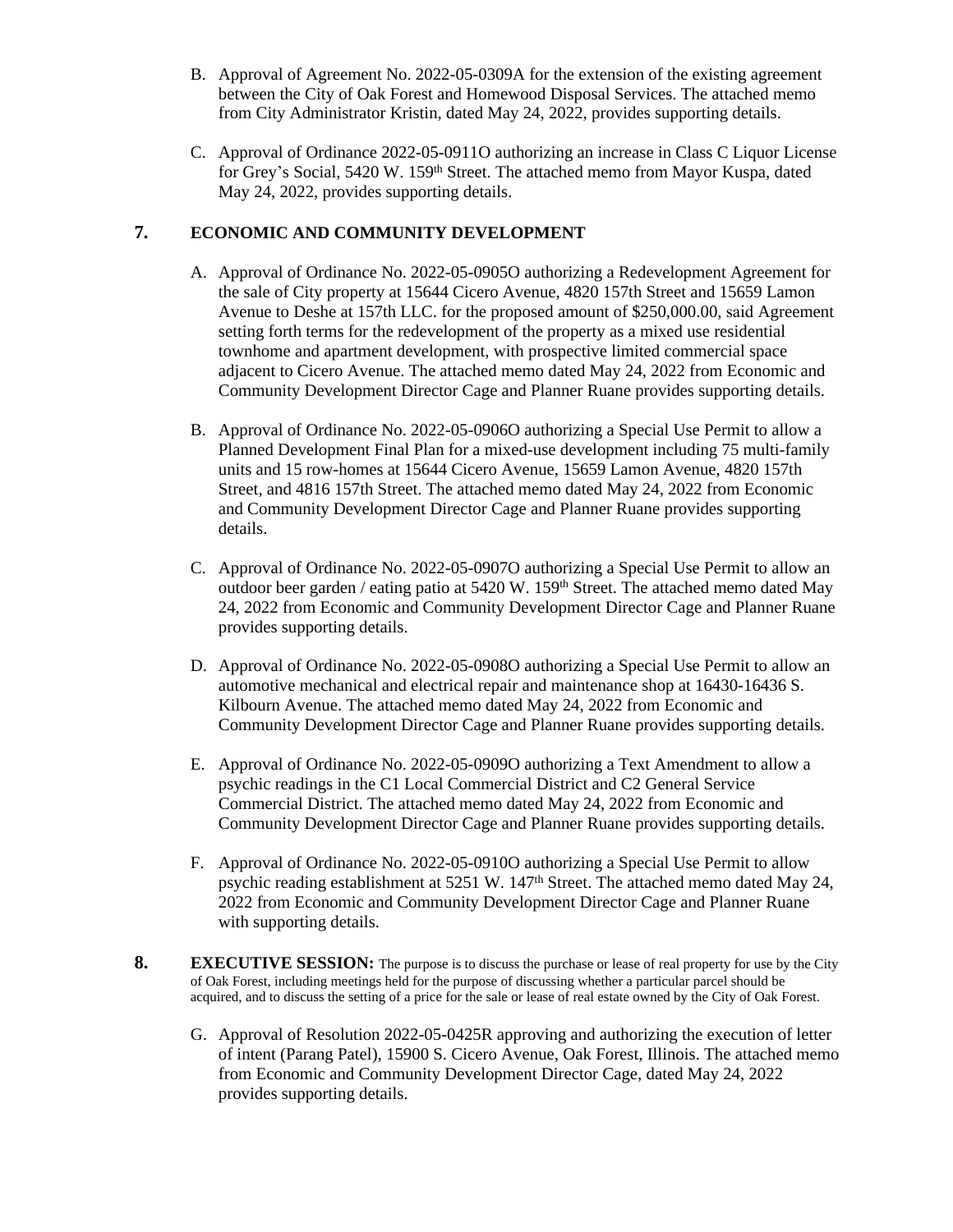B. Approval of Agreement No. 2022-05-0309A for the extension of the existing agreement between the City of Oak Forest and Homewood Disposal Services. The attached memo from City Administrator Kristin, dated May 24, 2022, provides supporting details.

C. Approval of Ordinance 2022-05-0911O authorizing an increase in Class C Liquor License for Grey's Social, 5420 W. 159th Street. The attached memo from Mayor Kuspa, dated May 24, 2022, provides supporting details.

**7. ECONOMIC AND COMMUNITY DEVELOPMENT**

A. Approval of Ordinance No. 2022-05-0905O authorizing a Redevelopment Agreement for the sale of City property at 15644 Cicero Avenue, 4820 157th Street and 15659 Lamon Avenue to Deshe at 157th LLC. for the proposed amount of $250,000.00, said Agreement setting forth terms for the redevelopment of the property as a mixed use residential townhome and apartment development, with prospective limited commercial space adjacent to Cicero Avenue. The attached memo dated May 24, 2022 from Economic and Community Development Director Cage and Planner Ruane provides supporting details.

B. Approval of Ordinance No. 2022-05-0906O authorizing a Special Use Permit to allow a Planned Development Final Plan for a mixed-use development including 75 multi-family units and 15 row-homes at 15644 Cicero Avenue, 15659 Lamon Avenue, 4820 157th Street, and 4816 157th Street. The attached memo dated May 24, 2022 from Economic and Community Development Director Cage and Planner Ruane provides supporting details.

C. Approval of Ordinance No. 2022-05-0907O authorizing a Special Use Permit to allow an outdoor beer garden / eating patio at 5420 W. 159th Street. The attached memo dated May 24, 2022 from Economic and Community Development Director Cage and Planner Ruane provides supporting details.

D. Approval of Ordinance No. 2022-05-0908O authorizing a Special Use Permit to allow an automotive mechanical and electrical repair and maintenance shop at 16430-16436 S. Kilbourn Avenue. The attached memo dated May 24, 2022 from Economic and Community Development Director Cage and Planner Ruane provides supporting details.

E. Approval of Ordinance No. 2022-05-0909O authorizing a Text Amendment to allow a psychic readings in the C1 Local Commercial District and C2 General Service Commercial District. The attached memo dated May 24, 2022 from Economic and Community Development Director Cage and Planner Ruane provides supporting details.

F. Approval of Ordinance No. 2022-05-0910O authorizing a Special Use Permit to allow psychic reading establishment at 5251 W. 147th Street. The attached memo dated May 24, 2022 from Economic and Community Development Director Cage and Planner Ruane with supporting details.

**8. EXECUTIVE SESSION:** The purpose is to discuss the purchase or lease of real property for use by the City of Oak Forest, including meetings held for the purpose of discussing whether a particular parcel should be acquired, and to discuss the setting of a price for the sale or lease of real estate owned by the City of Oak Forest.

G. Approval of Resolution 2022-05-0425R approving and authorizing the execution of letter of intent (Parang Patel), 15900 S. Cicero Avenue, Oak Forest, Illinois. The attached memo from Economic and Community Development Director Cage, dated May 24, 2022 provides supporting details.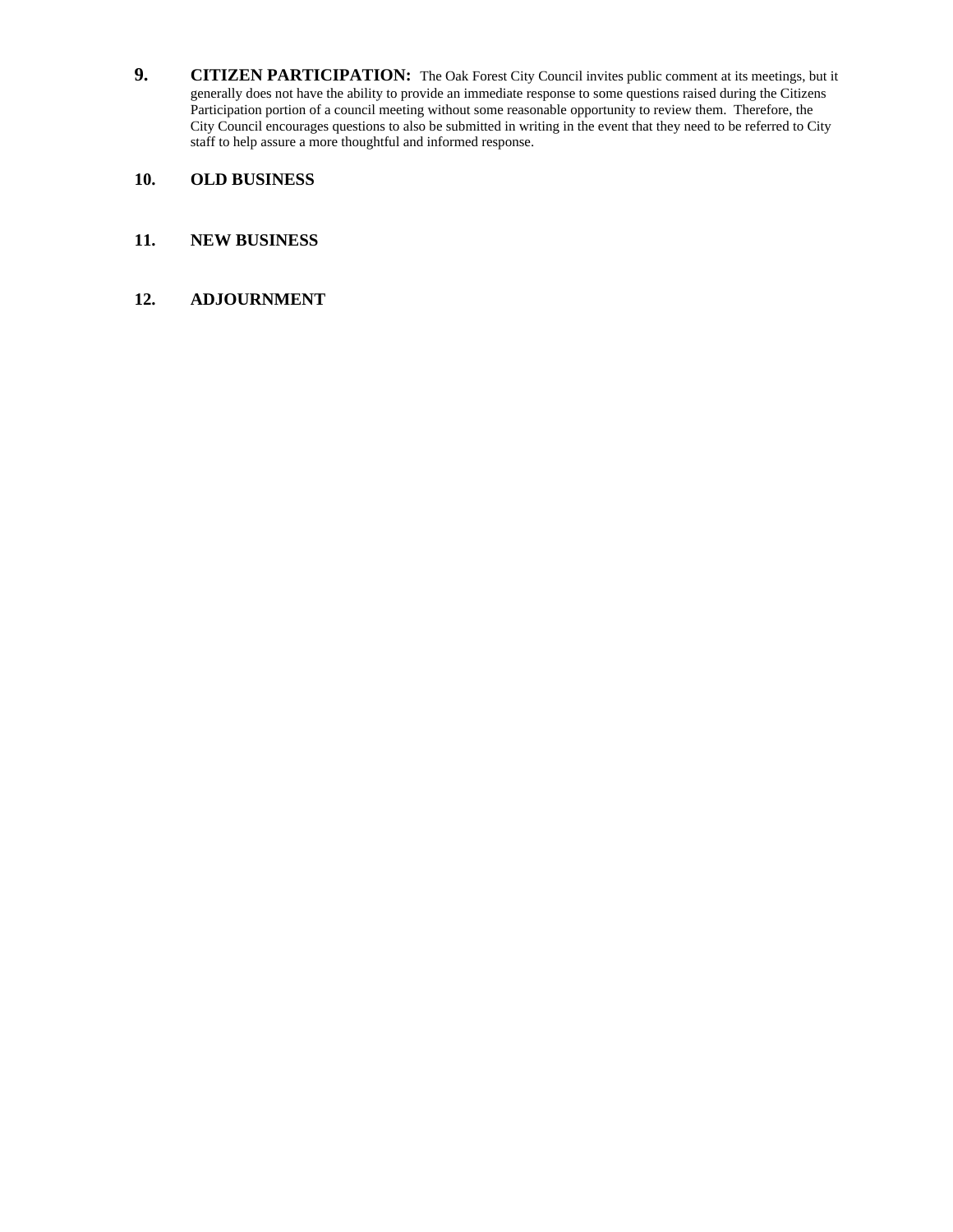9. **CITIZEN PARTICIPATION:** The Oak Forest City Council invites public comment at its meetings, but it generally does not have the ability to provide an immediate response to some questions raised during the Citizens Participation portion of a council meeting without some reasonable opportunity to review them. Therefore, the City Council encourages questions to also be submitted in writing in the event that they need to be referred to City staff to help assure a more thoughtful and informed response.

10. **OLD BUSINESS**

11. **NEW BUSINESS**

12. **ADJOURNMENT**